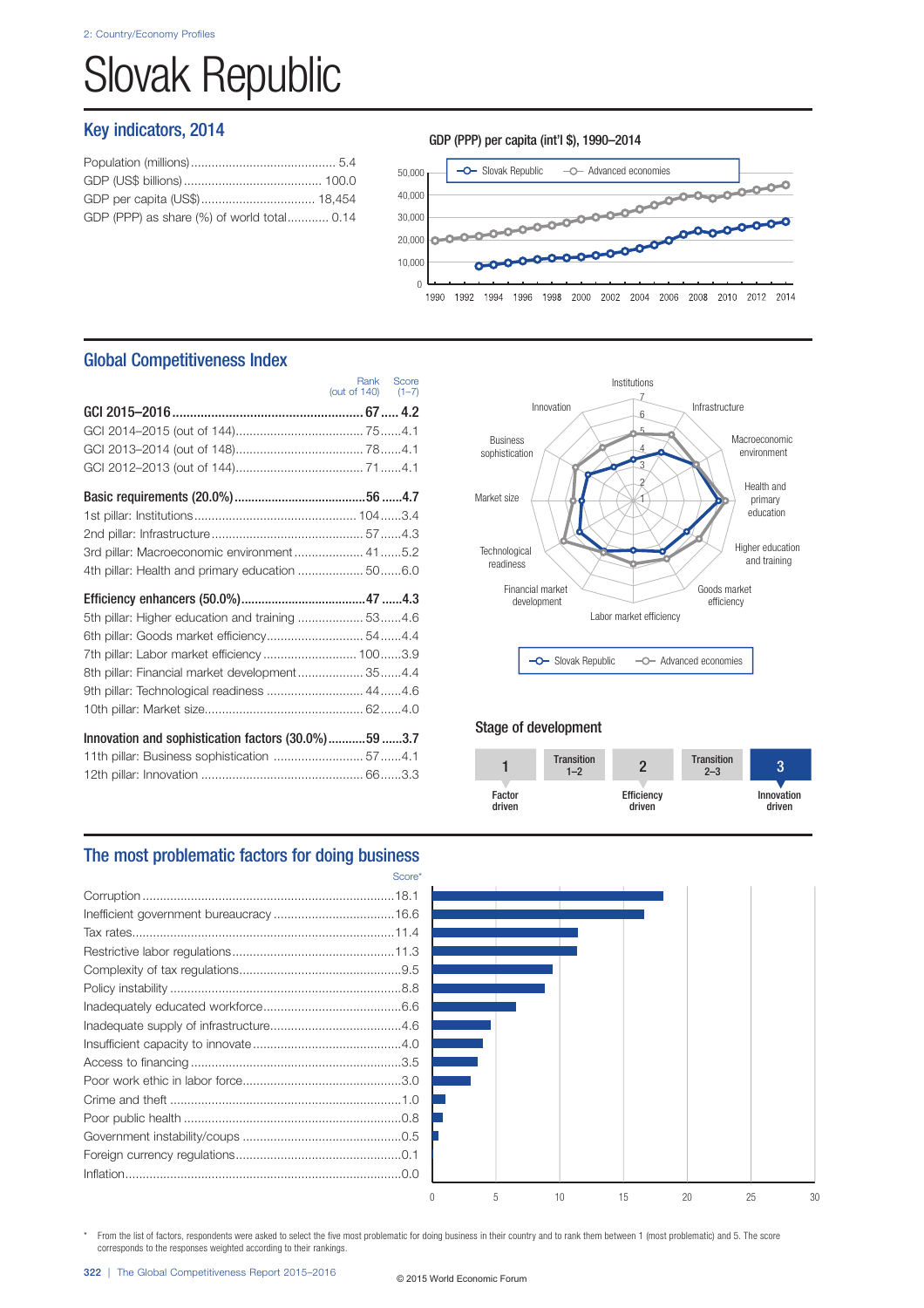2: Country/Economy Profiles

# Slovak Republic

## Key indicators, 2014

| Indicator | Value |
|---|---|
| Population (millions) | 5.4 |
| GDP (US$ billions) | 100.0 |
| GDP per capita (US$) | 18,454 |
| GDP (PPP) as share (%) of world total | 0.14 |

GDP (PPP) per capita (int'l $), 1990–2014

## Global Competitiveness Index

| | Rank (out of 140) | Score (1–7) |
|---|---|---|
| **GCI 2015–2016** | **67** | **4.2** |
| GCI 2014–2015 (out of 144) | 75 | 4.1 |
| GCI 2013–2014 (out of 148) | 78 | 4.1 |
| GCI 2012–2013 (out of 144) | 71 | 4.1 |
| **Basic requirements (20.0%)** | **56** | **4.7** |
| 1st pillar: Institutions | 104 | 3.4 |
| 2nd pillar: Infrastructure | 57 | 4.3 |
| 3rd pillar: Macroeconomic environment | 41 | 5.2 |
| 4th pillar: Health and primary education | 50 | 6.0 |
| **Efficiency enhancers (50.0%)** | **47** | **4.3** |
| 5th pillar: Higher education and training | 53 | 4.6 |
| 6th pillar: Goods market efficiency | 54 | 4.4 |
| 7th pillar: Labor market efficiency | 100 | 3.9 |
| 8th pillar: Financial market development | 35 | 4.4 |
| 9th pillar: Technological readiness | 44 | 4.6 |
| 10th pillar: Market size | 62 | 4.0 |
| **Innovation and sophistication factors (30.0%)** | **59** | **3.7** |
| 11th pillar: Business sophistication | 57 | 4.1 |
| 12th pillar: Innovation | 66 | 3.3 |

### Stage of development

1 Factor driven | Transition 1–2 | 2 Efficiency driven | Transition 2–3 | **3 Innovation driven**

## The most problematic factors for doing business

| Factor | Score* |
|---|---|
| Corruption | 18.1 |
| Inefficient government bureaucracy | 16.6 |
| Tax rates | 11.4 |
| Restrictive labor regulations | 11.3 |
| Complexity of tax regulations | 9.5 |
| Policy instability | 8.8 |
| Inadequately educated workforce | 6.6 |
| Inadequate supply of infrastructure | 4.6 |
| Insufficient capacity to innovate | 4.0 |
| Access to financing | 3.5 |
| Poor work ethic in labor force | 3.0 |
| Crime and theft | 1.0 |
| Poor public health | 0.8 |
| Government instability/coups | 0.5 |
| Foreign currency regulations | 0.1 |
| Inflation | 0.0 |

\* From the list of factors, respondents were asked to select the five most problematic for doing business in their country and to rank them between 1 (most problematic) and 5. The score corresponds to the responses weighted according to their rankings.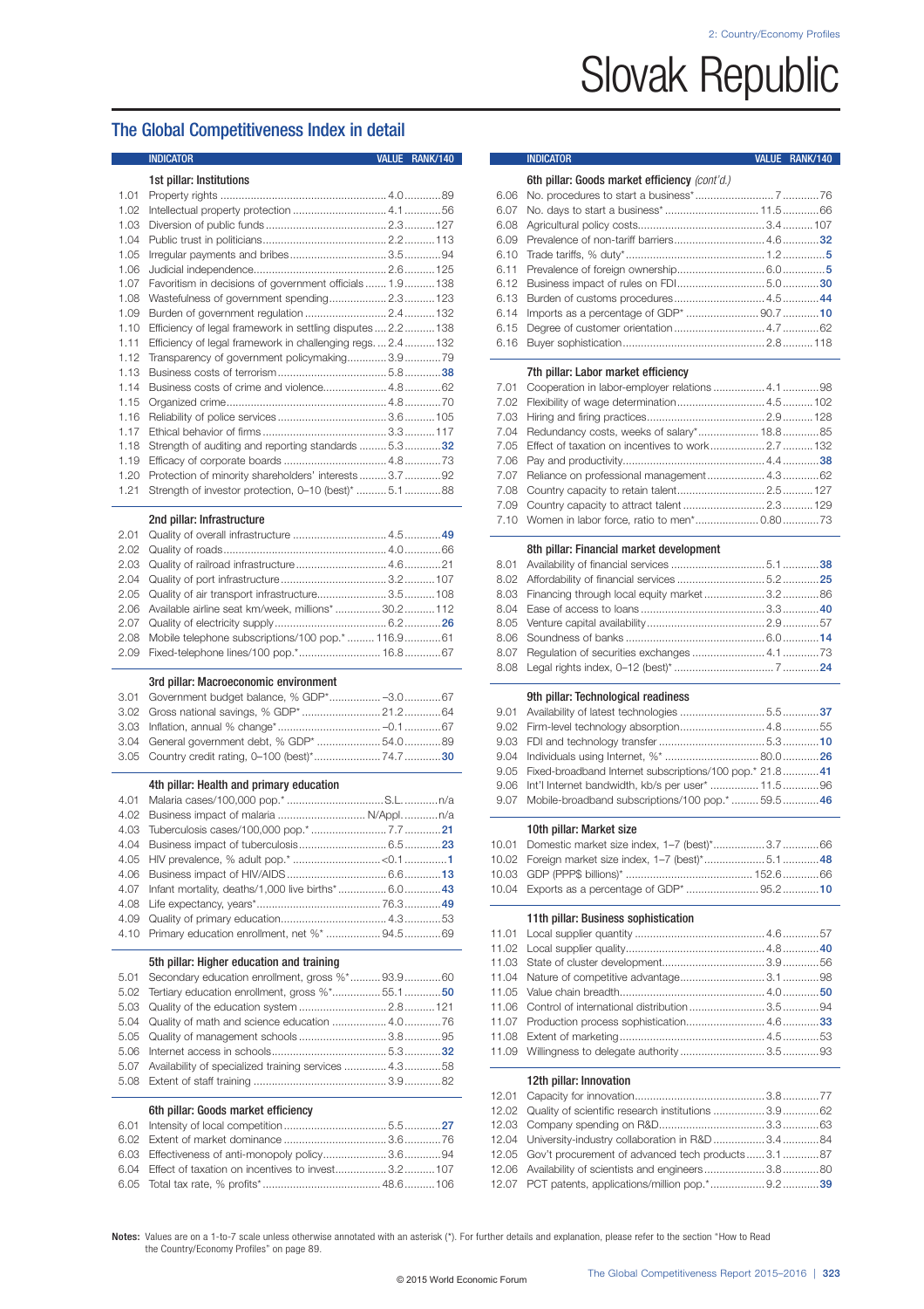2: Country/Economy Profiles

# Slovak Republic

## The Global Competitiveness Index in detail

| | INDICATOR | VALUE | RANK/140 |
|---|---|---|---|
| | **1st pillar: Institutions** | | |
| 1.01 | Property rights | 4.0 | 89 |
| 1.02 | Intellectual property protection | 4.1 | 56 |
| 1.03 | Diversion of public funds | 2.3 | 127 |
| 1.04 | Public trust in politicians | 2.2 | 113 |
| 1.05 | Irregular payments and bribes | 3.5 | 94 |
| 1.06 | Judicial independence | 2.6 | 125 |
| 1.07 | Favoritism in decisions of government officials | 1.9 | 138 |
| 1.08 | Wastefulness of government spending | 2.3 | 123 |
| 1.09 | Burden of government regulation | 2.4 | 132 |
| 1.10 | Efficiency of legal framework in settling disputes | 2.2 | 138 |
| 1.11 | Efficiency of legal framework in challenging regs. | 2.4 | 132 |
| 1.12 | Transparency of government policymaking | 3.9 | 79 |
| 1.13 | Business costs of terrorism | 5.8 | **38** |
| 1.14 | Business costs of crime and violence | 4.8 | 62 |
| 1.15 | Organized crime | 4.8 | 70 |
| 1.16 | Reliability of police services | 3.6 | 105 |
| 1.17 | Ethical behavior of firms | 3.3 | 117 |
| 1.18 | Strength of auditing and reporting standards | 5.3 | **32** |
| 1.19 | Efficacy of corporate boards | 4.8 | 73 |
| 1.20 | Protection of minority shareholders' interests | 3.7 | 92 |
| 1.21 | Strength of investor protection, 0–10 (best)* | 5.1 | 88 |
| | **2nd pillar: Infrastructure** | | |
| 2.01 | Quality of overall infrastructure | 4.5 | **49** |
| 2.02 | Quality of roads | 4.0 | 66 |
| 2.03 | Quality of railroad infrastructure | 4.6 | 21 |
| 2.04 | Quality of port infrastructure | 3.2 | 107 |
| 2.05 | Quality of air transport infrastructure | 3.5 | 108 |
| 2.06 | Available airline seat km/week, millions* | 30.2 | 112 |
| 2.07 | Quality of electricity supply | 6.2 | **26** |
| 2.08 | Mobile telephone subscriptions/100 pop.* | 116.9 | 61 |
| 2.09 | Fixed-telephone lines/100 pop.* | 16.8 | 67 |
| | **3rd pillar: Macroeconomic environment** | | |
| 3.01 | Government budget balance, % GDP* | –3.0 | 67 |
| 3.02 | Gross national savings, % GDP* | 21.2 | 64 |
| 3.03 | Inflation, annual % change* | –0.1 | 67 |
| 3.04 | General government debt, % GDP* | 54.0 | 89 |
| 3.05 | Country credit rating, 0–100 (best)* | 74.7 | **30** |
| | **4th pillar: Health and primary education** | | |
| 4.01 | Malaria cases/100,000 pop.* | S.L. | n/a |
| 4.02 | Business impact of malaria | N/Appl. | n/a |
| 4.03 | Tuberculosis cases/100,000 pop.* | 7.7 | **21** |
| 4.04 | Business impact of tuberculosis | 6.5 | **23** |
| 4.05 | HIV prevalence, % adult pop.* | <0.1 | **1** |
| 4.06 | Business impact of HIV/AIDS | 6.6 | **13** |
| 4.07 | Infant mortality, deaths/1,000 live births* | 6.0 | **43** |
| 4.08 | Life expectancy, years* | 76.3 | **49** |
| 4.09 | Quality of primary education | 4.3 | 53 |
| 4.10 | Primary education enrollment, net %* | 94.5 | 69 |
| | **5th pillar: Higher education and training** | | |
| 5.01 | Secondary education enrollment, gross %* | 93.9 | 60 |
| 5.02 | Tertiary education enrollment, gross %* | 55.1 | **50** |
| 5.03 | Quality of the education system | 2.8 | 121 |
| 5.04 | Quality of math and science education | 4.0 | 76 |
| 5.05 | Quality of management schools | 3.8 | 95 |
| 5.06 | Internet access in schools | 5.3 | **32** |
| 5.07 | Availability of specialized training services | 4.3 | 58 |
| 5.08 | Extent of staff training | 3.9 | 82 |
| | **6th pillar: Goods market efficiency** | | |
| 6.01 | Intensity of local competition | 5.5 | **27** |
| 6.02 | Extent of market dominance | 3.6 | 76 |
| 6.03 | Effectiveness of anti-monopoly policy | 3.6 | 94 |
| 6.04 | Effect of taxation on incentives to invest | 3.2 | 107 |
| 6.05 | Total tax rate, % profits* | 48.6 | 106 |
| | **6th pillar: Goods market efficiency** *(cont'd.)* | | |
| 6.06 | No. procedures to start a business* | 7 | 76 |
| 6.07 | No. days to start a business* | 11.5 | 66 |
| 6.08 | Agricultural policy costs | 3.4 | 107 |
| 6.09 | Prevalence of non-tariff barriers | 4.6 | **32** |
| 6.10 | Trade tariffs, % duty* | 1.2 | **5** |
| 6.11 | Prevalence of foreign ownership | 6.0 | **5** |
| 6.12 | Business impact of rules on FDI | 5.0 | **30** |
| 6.13 | Burden of customs procedures | 4.5 | **44** |
| 6.14 | Imports as a percentage of GDP* | 90.7 | **10** |
| 6.15 | Degree of customer orientation | 4.7 | 62 |
| 6.16 | Buyer sophistication | 2.8 | 118 |
| | **7th pillar: Labor market efficiency** | | |
| 7.01 | Cooperation in labor-employer relations | 4.1 | 98 |
| 7.02 | Flexibility of wage determination | 4.5 | 102 |
| 7.03 | Hiring and firing practices | 2.9 | 128 |
| 7.04 | Redundancy costs, weeks of salary* | 18.8 | 85 |
| 7.05 | Effect of taxation on incentives to work | 2.7 | 132 |
| 7.06 | Pay and productivity | 4.4 | **38** |
| 7.07 | Reliance on professional management | 4.3 | 62 |
| 7.08 | Country capacity to retain talent | 2.5 | 127 |
| 7.09 | Country capacity to attract talent | 2.3 | 129 |
| 7.10 | Women in labor force, ratio to men* | 0.80 | 73 |
| | **8th pillar: Financial market development** | | |
| 8.01 | Availability of financial services | 5.1 | **38** |
| 8.02 | Affordability of financial services | 5.2 | **25** |
| 8.03 | Financing through local equity market | 3.2 | 86 |
| 8.04 | Ease of access to loans | 3.3 | **40** |
| 8.05 | Venture capital availability | 2.9 | 57 |
| 8.06 | Soundness of banks | 6.0 | **14** |
| 8.07 | Regulation of securities exchanges | 4.1 | 73 |
| 8.08 | Legal rights index, 0–12 (best)* | 7 | **24** |
| | **9th pillar: Technological readiness** | | |
| 9.01 | Availability of latest technologies | 5.5 | **37** |
| 9.02 | Firm-level technology absorption | 4.8 | 55 |
| 9.03 | FDI and technology transfer | 5.3 | **10** |
| 9.04 | Individuals using Internet, %* | 80.0 | **26** |
| 9.05 | Fixed-broadband Internet subscriptions/100 pop.* | 21.8 | **41** |
| 9.06 | Int'l Internet bandwidth, kb/s per user* | 11.5 | 96 |
| 9.07 | Mobile-broadband subscriptions/100 pop.* | 59.5 | **46** |
| | **10th pillar: Market size** | | |
| 10.01 | Domestic market size index, 1–7 (best)* | 3.7 | 66 |
| 10.02 | Foreign market size index, 1–7 (best)* | 5.1 | **48** |
| 10.03 | GDP (PPP$ billions)* | 152.6 | 66 |
| 10.04 | Exports as a percentage of GDP* | 95.2 | **10** |
| | **11th pillar: Business sophistication** | | |
| 11.01 | Local supplier quantity | 4.6 | 57 |
| 11.02 | Local supplier quality | 4.8 | **40** |
| 11.03 | State of cluster development | 3.9 | 56 |
| 11.04 | Nature of competitive advantage | 3.1 | 98 |
| 11.05 | Value chain breadth | 4.0 | **50** |
| 11.06 | Control of international distribution | 3.5 | 94 |
| 11.07 | Production process sophistication | 4.6 | **33** |
| 11.08 | Extent of marketing | 4.5 | 53 |
| 11.09 | Willingness to delegate authority | 3.5 | 93 |
| | **12th pillar: Innovation** | | |
| 12.01 | Capacity for innovation | 3.8 | 77 |
| 12.02 | Quality of scientific research institutions | 3.9 | 62 |
| 12.03 | Company spending on R&D | 3.3 | 63 |
| 12.04 | University-industry collaboration in R&D | 3.4 | 84 |
| 12.05 | Gov't procurement of advanced tech products | 3.1 | 87 |
| 12.06 | Availability of scientists and engineers | 3.8 | 80 |
| 12.07 | PCT patents, applications/million pop.* | 9.2 | **39** |

**Notes:** Values are on a 1-to-7 scale unless otherwise annotated with an asterisk (*). For further details and explanation, please refer to the section "How to Read the Country/Economy Profiles" on page 89.

© 2015 World Economic Forum